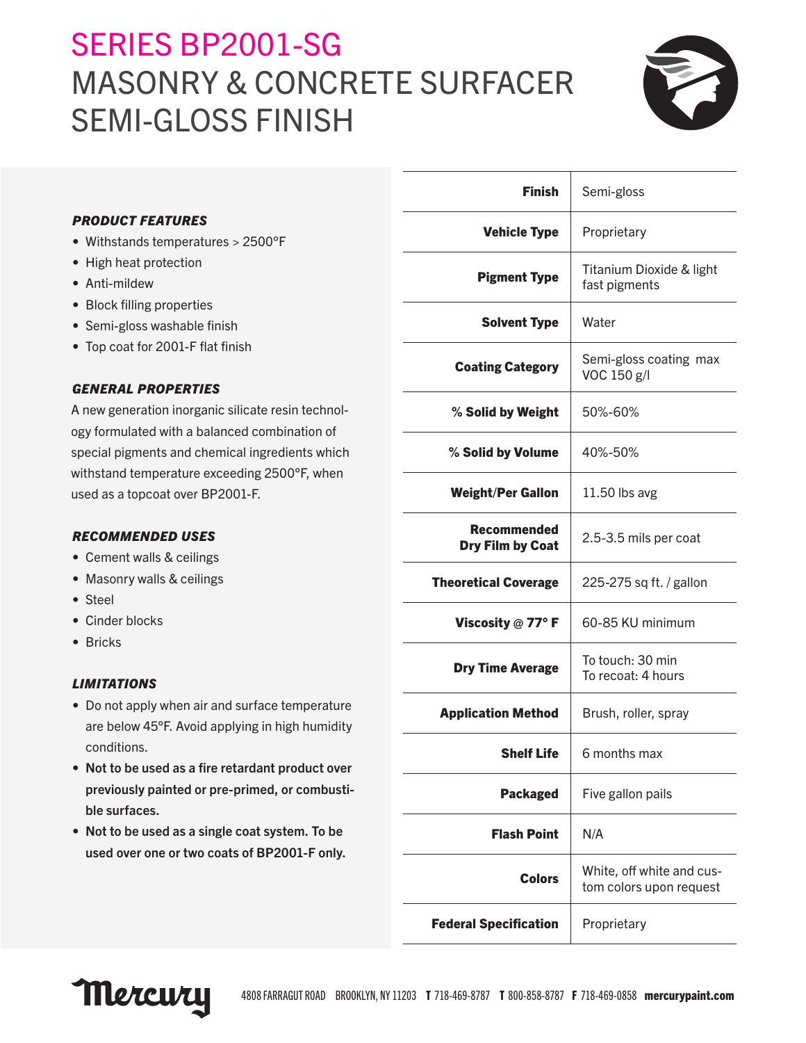# SERIES BP2001-SG
# MASONRY & CONCRETE SURFACER SEMI-GLOSS FINISH

### PRODUCT FEATURES

- Withstands temperatures > 2500°F
- High heat protection
- Anti-mildew
- Block filling properties
- Semi-gloss washable finish
- Top coat for 2001-F flat finish

### GENERAL PROPERTIES

A new generation inorganic silicate resin technology formulated with a balanced combination of special pigments and chemical ingredients which withstand temperature exceeding 2500°F, when used as a topcoat over BP2001-F.

### RECOMMENDED USES

- Cement walls & ceilings
- Masonry walls & ceilings
- Steel
- Cinder blocks
- Bricks

### LIMITATIONS

- Do not apply when air and surface temperature are below 45°F. Avoid applying in high humidity conditions.
- **Not to be used as a fire retardant product over previously painted or pre-primed, or combustible surfaces.**
- **Not to be used as a single coat system. To be used over one or two coats of BP2001-F only.**

| | |
|---|---|
| **Finish** | Semi-gloss |
| **Vehicle Type** | Proprietary |
| **Pigment Type** | Titanium Dioxide & light fast pigments |
| **Solvent Type** | Water |
| **Coating Category** | Semi-gloss coating max VOC 150 g/l |
| **% Solid by Weight** | 50%-60% |
| **% Solid by Volume** | 40%-50% |
| **Weight/Per Gallon** | 11.50 lbs avg |
| **Recommended Dry Film by Coat** | 2.5-3.5 mils per coat |
| **Theoretical Coverage** | 225-275 sq ft. / gallon |
| **Viscosity @ 77° F** | 60-85 KU minimum |
| **Dry Time Average** | To touch: 30 min<br>To recoat: 4 hours |
| **Application Method** | Brush, roller, spray |
| **Shelf Life** | 6 months max |
| **Packaged** | Five gallon pails |
| **Flash Point** | N/A |
| **Colors** | White, off white and custom colors upon request |
| **Federal Specification** | Proprietary |

Mercury 4808 FARRAGUT ROAD BROOKLYN, NY 11203 **T** 718-469-8787 **T** 800-858-8787 **F** 718-469-0858 **mercurypaint.com**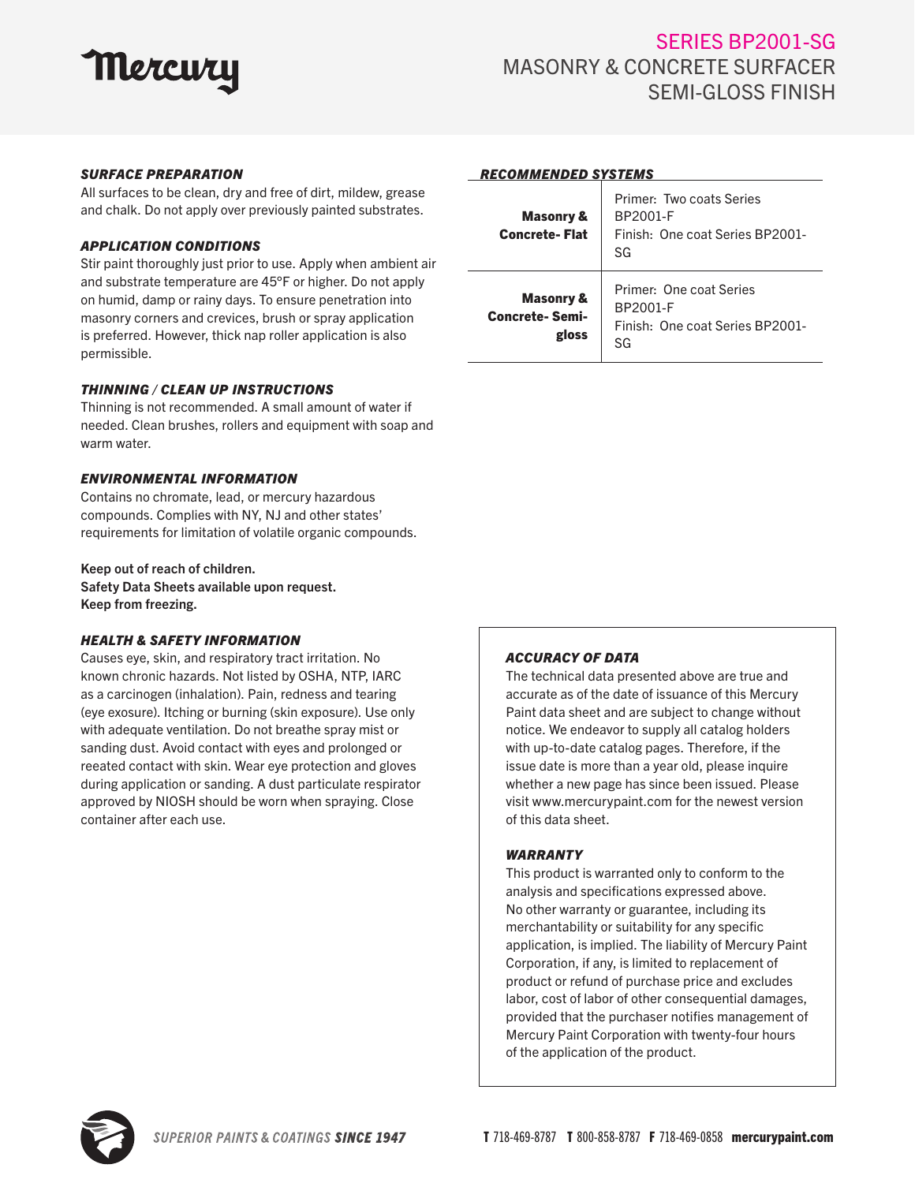# SERIES BP2001-SG
## MASONRY & CONCRETE SURFACER SEMI-GLOSS FINISH

### *SURFACE PREPARATION*

All surfaces to be clean, dry and free of dirt, mildew, grease and chalk. Do not apply over previously painted substrates.

### *APPLICATION CONDITIONS*

Stir paint thoroughly just prior to use. Apply when ambient air and substrate temperature are 45°F or higher. Do not apply on humid, damp or rainy days. To ensure penetration into masonry corners and crevices, brush or spray application is preferred. However, thick nap roller application is also permissible.

### *THINNING / CLEAN UP INSTRUCTIONS*

Thinning is not recommended. A small amount of water if needed. Clean brushes, rollers and equipment with soap and warm water.

### *ENVIRONMENTAL INFORMATION*

Contains no chromate, lead, or mercury hazardous compounds. Complies with NY, NJ and other states' requirements for limitation of volatile organic compounds.

**Keep out of reach of children.**
**Safety Data Sheets available upon request.**
**Keep from freezing.**

### *HEALTH & SAFETY INFORMATION*

Causes eye, skin, and respiratory tract irritation. No known chronic hazards. Not listed by OSHA, NTP, IARC as a carcinogen (inhalation). Pain, redness and tearing (eye exosure). Itching or burning (skin exposure). Use only with adequate ventilation. Do not breathe spray mist or sanding dust. Avoid contact with eyes and prolonged or reeated contact with skin. Wear eye protection and gloves during application or sanding. A dust particulate respirator approved by NIOSH should be worn when spraying. Close container after each use.

### *RECOMMENDED SYSTEMS*

| | |
|---|---|
| **Masonry & Concrete- Flat** | Primer: Two coats Series BP2001-F<br>Finish: One coat Series BP2001-SG |
| **Masonry & Concrete- Semi-gloss** | Primer: One coat Series BP2001-F<br>Finish: One coat Series BP2001-SG |

### *ACCURACY OF DATA*

The technical data presented above are true and accurate as of the date of issuance of this Mercury Paint data sheet and are subject to change without notice. We endeavor to supply all catalog holders with up-to-date catalog pages. Therefore, if the issue date is more than a year old, please inquire whether a new page has since been issued. Please visit www.mercurypaint.com for the newest version of this data sheet.

### *WARRANTY*

This product is warranted only to conform to the analysis and specifications expressed above. No other warranty or guarantee, including its merchantability or suitability for any specific application, is implied. The liability of Mercury Paint Corporation, if any, is limited to replacement of product or refund of purchase price and excludes labor, cost of labor of other consequential damages, provided that the purchaser notifies management of Mercury Paint Corporation with twenty-four hours of the application of the product.